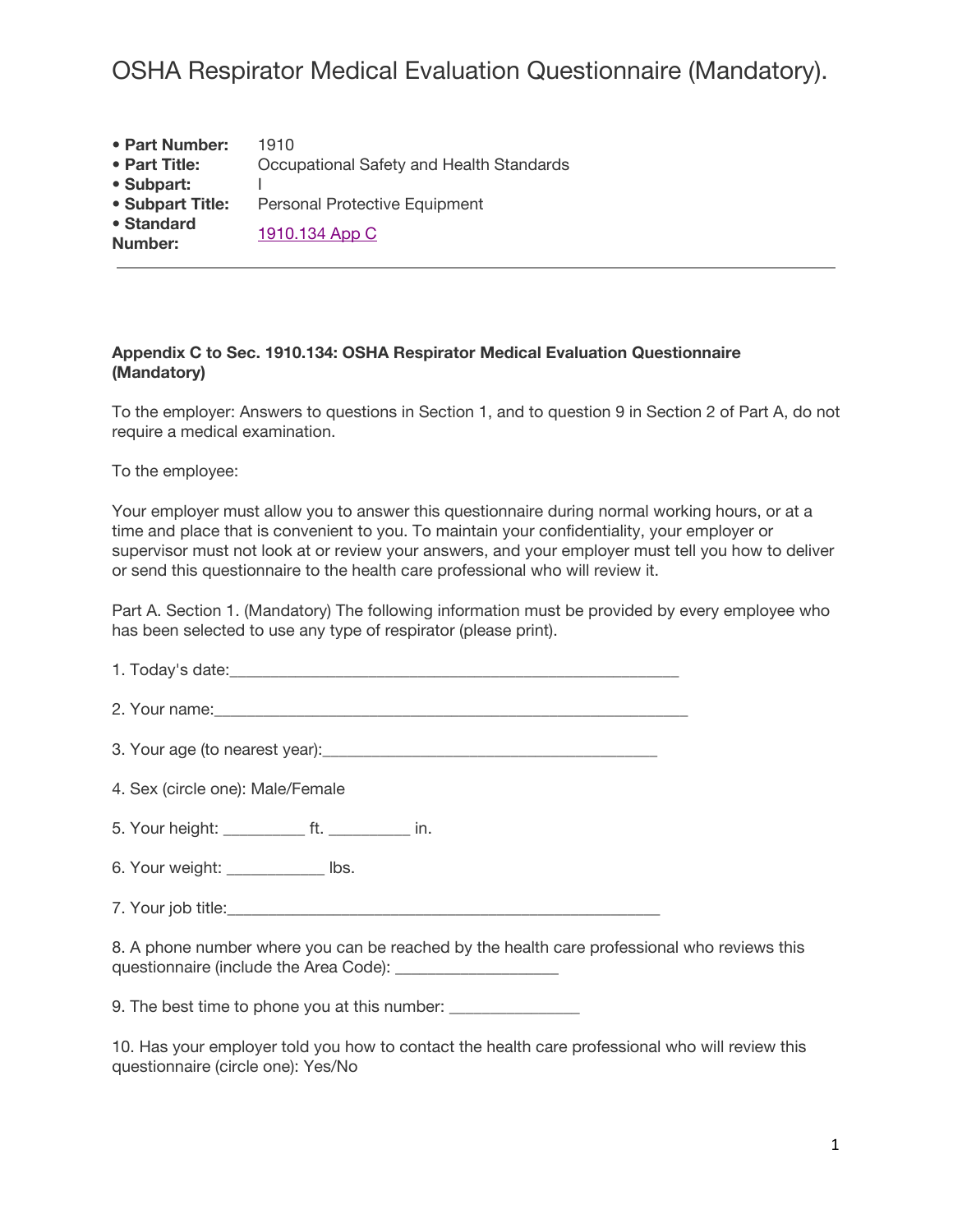# OSHA Respirator Medical Evaluation Questionnaire (Mandatory).

- **Part Number:** 1910
- **Part Title:** Occupational Safety and Health Standards
- **Subpart:** I
- **Subpart Title:** Personal Protective Equipment
- **Standard Number:** [1910.134 App C]

---

**Appendix C to Sec. 1910.134: OSHA Respirator Medical Evaluation Questionnaire (Mandatory)**

To the employer: Answers to questions in Section 1, and to question 9 in Section 2 of Part A, do not require a medical examination.

To the employee:

Your employer must allow you to answer this questionnaire during normal working hours, or at a time and place that is convenient to you. To maintain your confidentiality, your employer or supervisor must not look at or review your answers, and your employer must tell you how to deliver or send this questionnaire to the health care professional who will review it.

Part A. Section 1. (Mandatory) The following information must be provided by every employee who has been selected to use any type of respirator (please print).

1. Today's date:_______________________________________________________

2. Your name:_________________________________________________________

3. Your age (to nearest year):________________________________________

4. Sex (circle one): Male/Female

5. Your height: _________ ft. _________ in.

6. Your weight: ___________ lbs.

7. Your job title:_____________________________________________________

8. A phone number where you can be reached by the health care professional who reviews this questionnaire (include the Area Code): ___________________

9. The best time to phone you at this number: _______________

10. Has your employer told you how to contact the health care professional who will review this questionnaire (circle one): Yes/No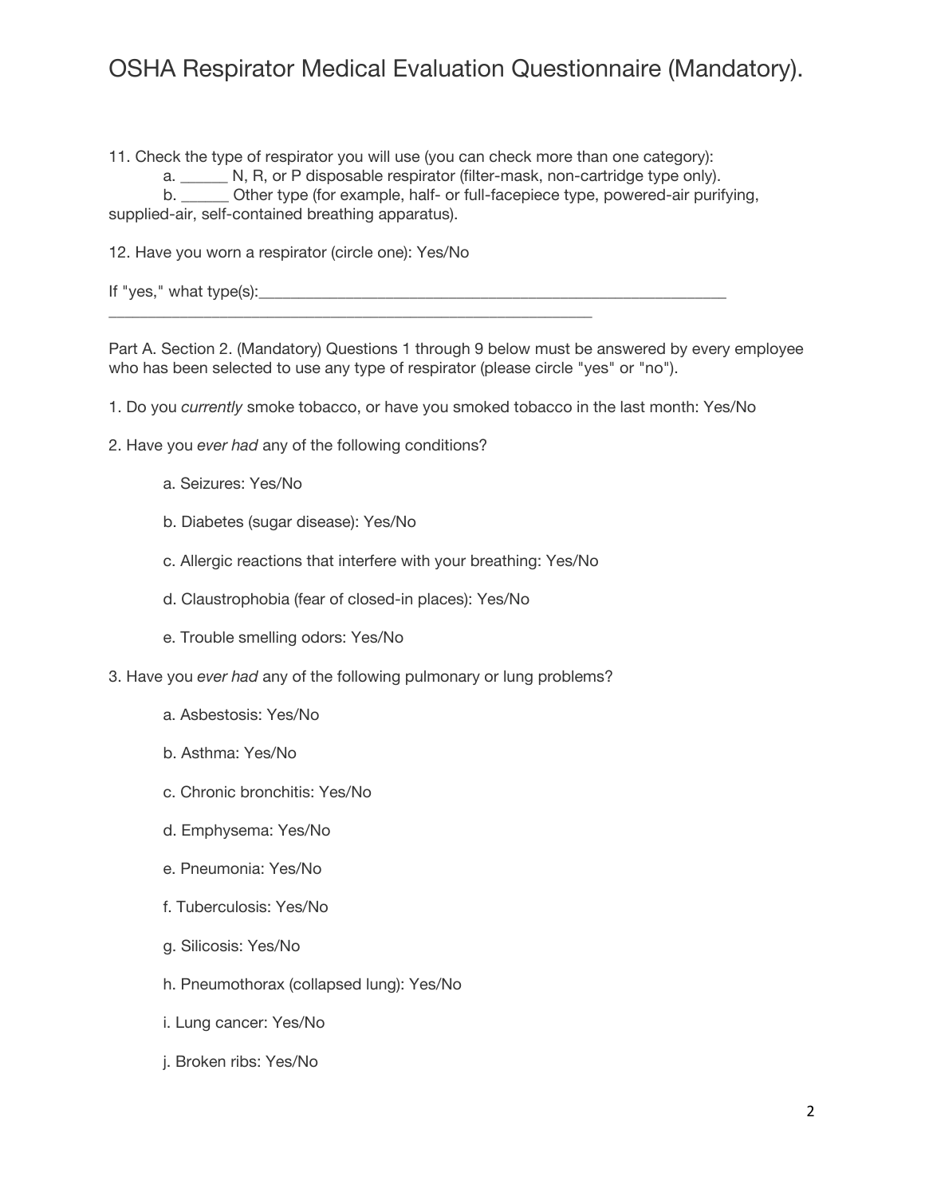# OSHA Respirator Medical Evaluation Questionnaire (Mandatory).

11. Check the type of respirator you will use (you can check more than one category):

    a. ______ N, R, or P disposable respirator (filter-mask, non-cartridge type only).

    b. ______ Other type (for example, half- or full-facepiece type, powered-air purifying, supplied-air, self-contained breathing apparatus).

12. Have you worn a respirator (circle one): Yes/No

If "yes," what type(s):____________________________________________________________
______________________________________________________________

Part A. Section 2. (Mandatory) Questions 1 through 9 below must be answered by every employee who has been selected to use any type of respirator (please circle "yes" or "no").

1. Do you *currently* smoke tobacco, or have you smoked tobacco in the last month: Yes/No

2. Have you *ever had* any of the following conditions?

    a. Seizures: Yes/No

    b. Diabetes (sugar disease): Yes/No

    c. Allergic reactions that interfere with your breathing: Yes/No

    d. Claustrophobia (fear of closed-in places): Yes/No

    e. Trouble smelling odors: Yes/No

3. Have you *ever had* any of the following pulmonary or lung problems?

    a. Asbestosis: Yes/No

    b. Asthma: Yes/No

    c. Chronic bronchitis: Yes/No

    d. Emphysema: Yes/No

    e. Pneumonia: Yes/No

    f. Tuberculosis: Yes/No

    g. Silicosis: Yes/No

    h. Pneumothorax (collapsed lung): Yes/No

    i. Lung cancer: Yes/No

    j. Broken ribs: Yes/No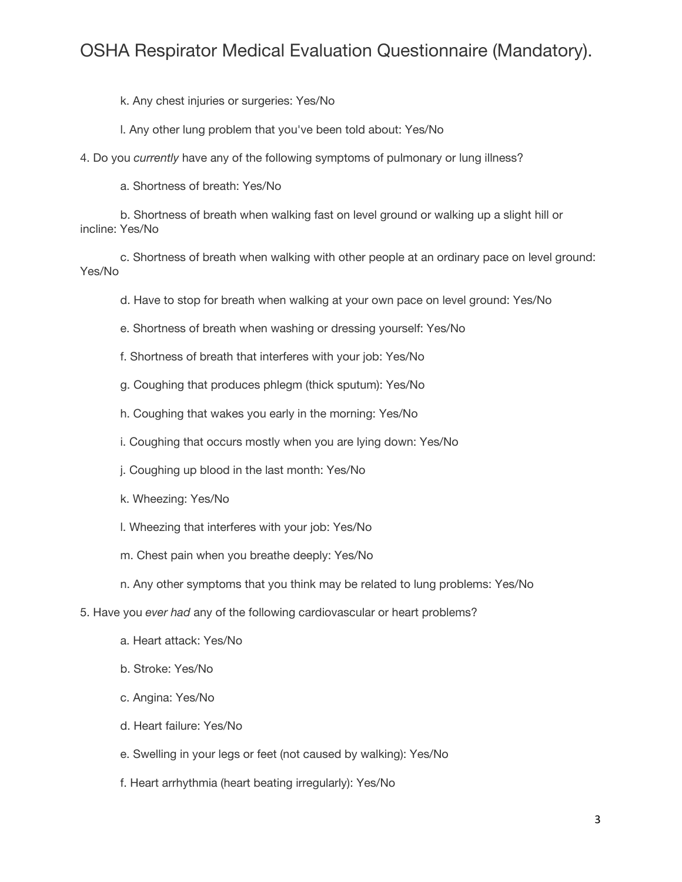k. Any chest injuries or surgeries: Yes/No

l. Any other lung problem that you've been told about: Yes/No

4. Do you *currently* have any of the following symptoms of pulmonary or lung illness?

a. Shortness of breath: Yes/No

b. Shortness of breath when walking fast on level ground or walking up a slight hill or incline: Yes/No

c. Shortness of breath when walking with other people at an ordinary pace on level ground: Yes/No

d. Have to stop for breath when walking at your own pace on level ground: Yes/No

e. Shortness of breath when washing or dressing yourself: Yes/No

f. Shortness of breath that interferes with your job: Yes/No

g. Coughing that produces phlegm (thick sputum): Yes/No

h. Coughing that wakes you early in the morning: Yes/No

i. Coughing that occurs mostly when you are lying down: Yes/No

j. Coughing up blood in the last month: Yes/No

k. Wheezing: Yes/No

l. Wheezing that interferes with your job: Yes/No

m. Chest pain when you breathe deeply: Yes/No

n. Any other symptoms that you think may be related to lung problems: Yes/No

5. Have you *ever had* any of the following cardiovascular or heart problems?

a. Heart attack: Yes/No

b. Stroke: Yes/No

c. Angina: Yes/No

d. Heart failure: Yes/No

e. Swelling in your legs or feet (not caused by walking): Yes/No

f. Heart arrhythmia (heart beating irregularly): Yes/No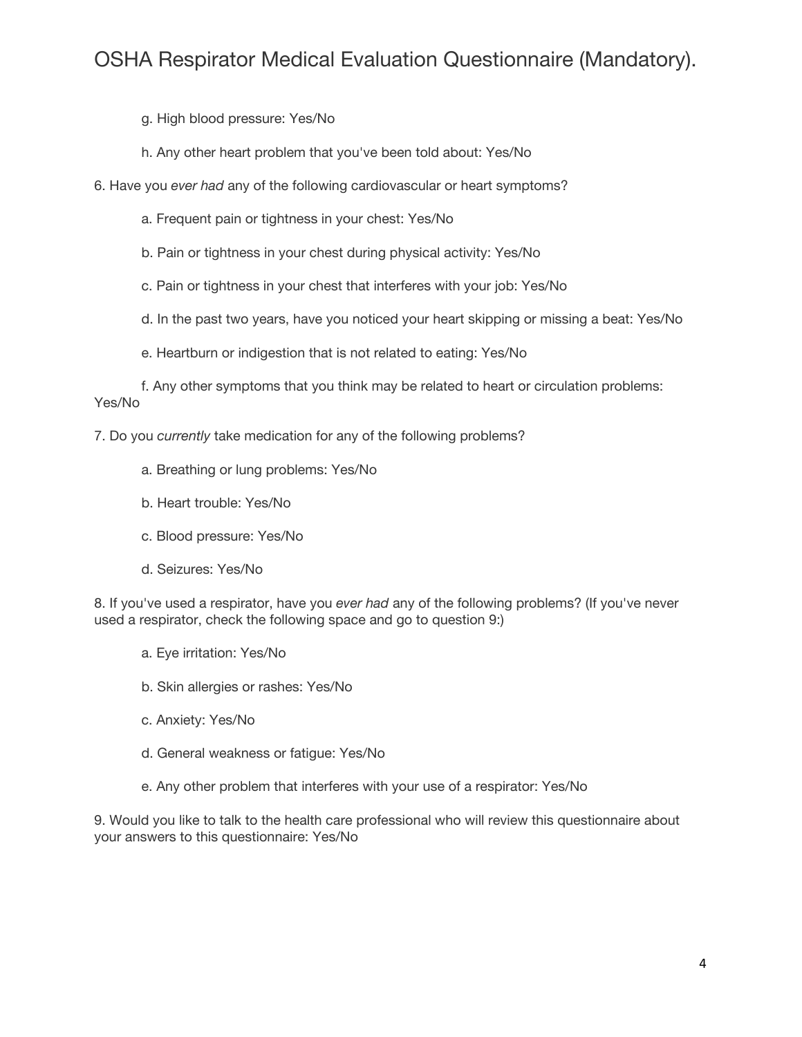# OSHA Respirator Medical Evaluation Questionnaire (Mandatory).

g. High blood pressure: Yes/No

h. Any other heart problem that you've been told about: Yes/No

6. Have you *ever had* any of the following cardiovascular or heart symptoms?

a. Frequent pain or tightness in your chest: Yes/No

b. Pain or tightness in your chest during physical activity: Yes/No

c. Pain or tightness in your chest that interferes with your job: Yes/No

d. In the past two years, have you noticed your heart skipping or missing a beat: Yes/No

e. Heartburn or indigestion that is not related to eating: Yes/No

f. Any other symptoms that you think may be related to heart or circulation problems: Yes/No

7. Do you *currently* take medication for any of the following problems?

a. Breathing or lung problems: Yes/No

b. Heart trouble: Yes/No

c. Blood pressure: Yes/No

d. Seizures: Yes/No

8. If you've used a respirator, have you *ever had* any of the following problems? (If you've never used a respirator, check the following space and go to question 9:)

a. Eye irritation: Yes/No

b. Skin allergies or rashes: Yes/No

c. Anxiety: Yes/No

d. General weakness or fatigue: Yes/No

e. Any other problem that interferes with your use of a respirator: Yes/No

9. Would you like to talk to the health care professional who will review this questionnaire about your answers to this questionnaire: Yes/No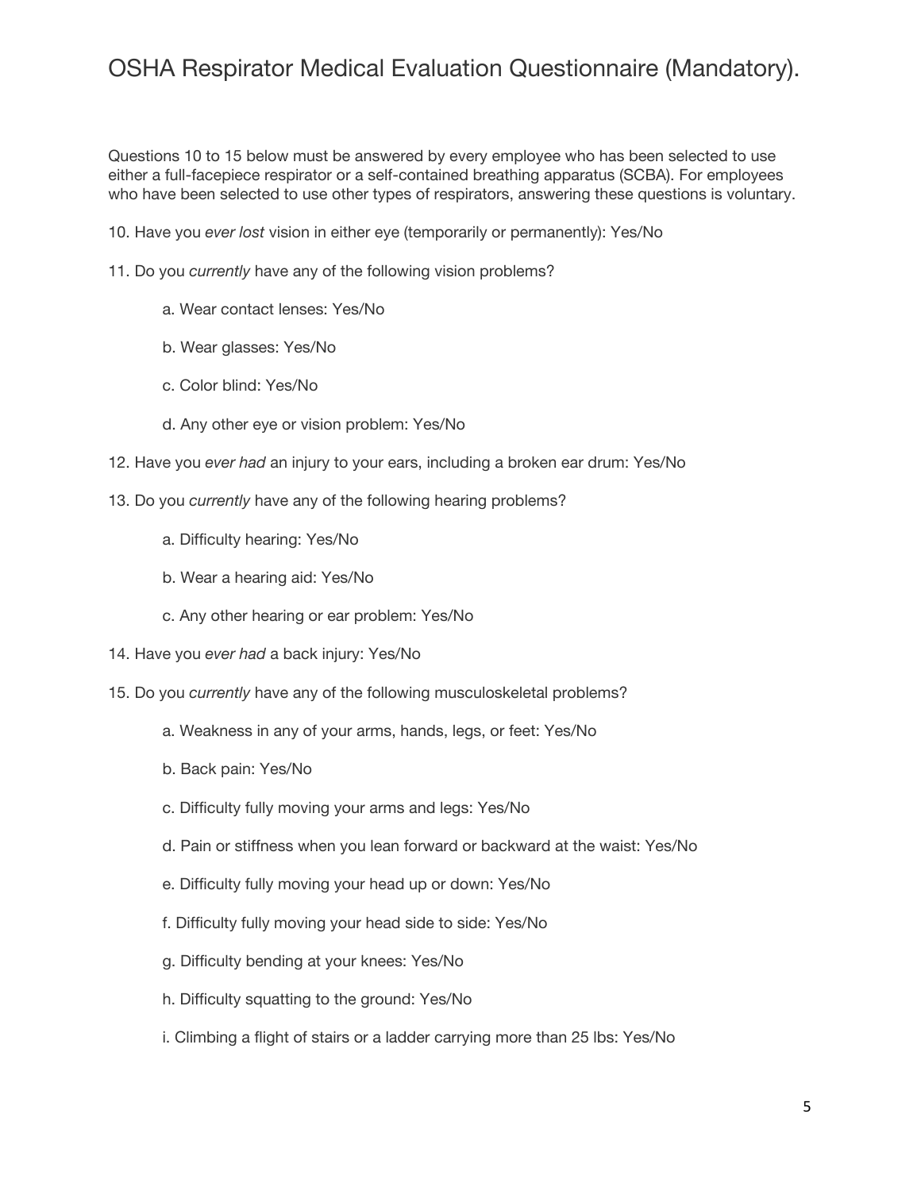# OSHA Respirator Medical Evaluation Questionnaire (Mandatory).

Questions 10 to 15 below must be answered by every employee who has been selected to use either a full-facepiece respirator or a self-contained breathing apparatus (SCBA). For employees who have been selected to use other types of respirators, answering these questions is voluntary.

10. Have you *ever lost* vision in either eye (temporarily or permanently): Yes/No

11. Do you *currently* have any of the following vision problems?

    a. Wear contact lenses: Yes/No

    b. Wear glasses: Yes/No

    c. Color blind: Yes/No

    d. Any other eye or vision problem: Yes/No

12. Have you *ever had* an injury to your ears, including a broken ear drum: Yes/No

13. Do you *currently* have any of the following hearing problems?

    a. Difficulty hearing: Yes/No

    b. Wear a hearing aid: Yes/No

    c. Any other hearing or ear problem: Yes/No

14. Have you *ever had* a back injury: Yes/No

15. Do you *currently* have any of the following musculoskeletal problems?

    a. Weakness in any of your arms, hands, legs, or feet: Yes/No

    b. Back pain: Yes/No

    c. Difficulty fully moving your arms and legs: Yes/No

    d. Pain or stiffness when you lean forward or backward at the waist: Yes/No

    e. Difficulty fully moving your head up or down: Yes/No

    f. Difficulty fully moving your head side to side: Yes/No

    g. Difficulty bending at your knees: Yes/No

    h. Difficulty squatting to the ground: Yes/No

    i. Climbing a flight of stairs or a ladder carrying more than 25 lbs: Yes/No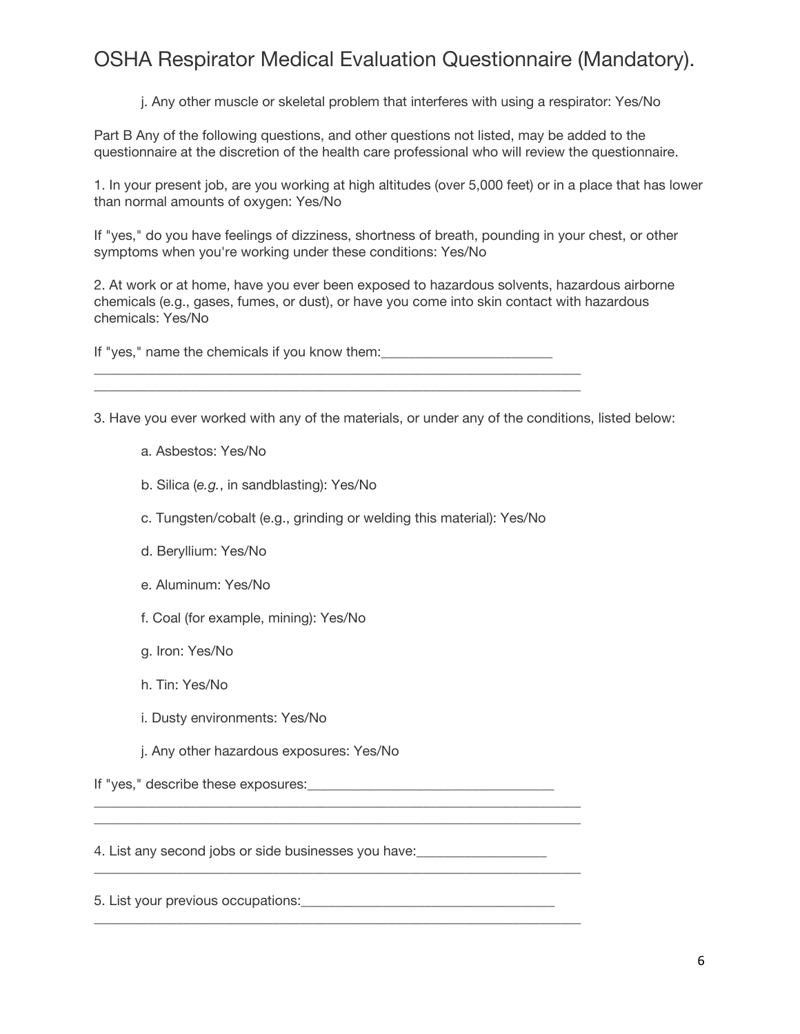# OSHA Respirator Medical Evaluation Questionnaire (Mandatory).

j. Any other muscle or skeletal problem that interferes with using a respirator: Yes/No

Part B Any of the following questions, and other questions not listed, may be added to the questionnaire at the discretion of the health care professional who will review the questionnaire.

1. In your present job, are you working at high altitudes (over 5,000 feet) or in a place that has lower than normal amounts of oxygen: Yes/No

If "yes," do you have feelings of dizziness, shortness of breath, pounding in your chest, or other symptoms when you're working under these conditions: Yes/No

2. At work or at home, have you ever been exposed to hazardous solvents, hazardous airborne chemicals (e.g., gases, fumes, or dust), or have you come into skin contact with hazardous chemicals: Yes/No

If "yes," name the chemicals if you know them:________________________
________________________________________________________________________
________________________________________________________________________

3. Have you ever worked with any of the materials, or under any of the conditions, listed below:

a. Asbestos: Yes/No

b. Silica (*e.g.*, in sandblasting): Yes/No

c. Tungsten/cobalt (e.g., grinding or welding this material): Yes/No

d. Beryllium: Yes/No

e. Aluminum: Yes/No

f. Coal (for example, mining): Yes/No

g. Iron: Yes/No

h. Tin: Yes/No

i. Dusty environments: Yes/No

j. Any other hazardous exposures: Yes/No

If "yes," describe these exposures:___________________________________
________________________________________________________________________
________________________________________________________________________

4. List any second jobs or side businesses you have:__________________
________________________________________________________________________

5. List your previous occupations:____________________________________
________________________________________________________________________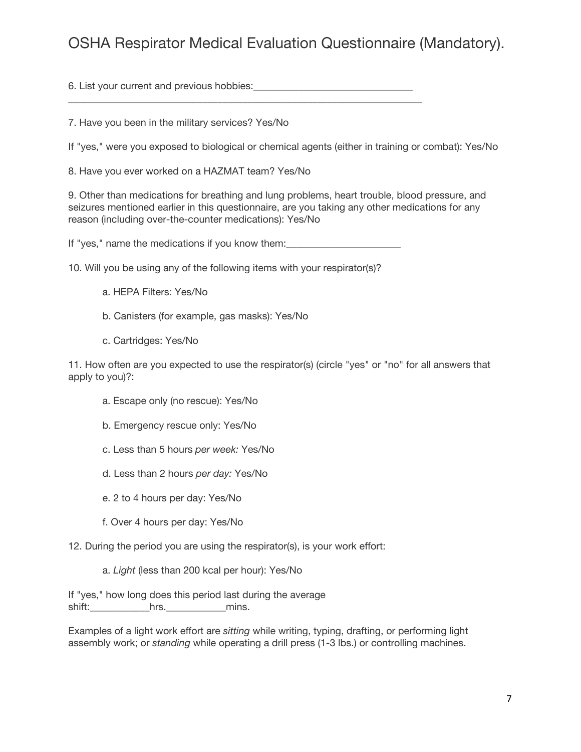# OSHA Respirator Medical Evaluation Questionnaire (Mandatory).

6. List your current and previous hobbies:_______________________________
_______________________________________________________________________

7. Have you been in the military services? Yes/No

If "yes," were you exposed to biological or chemical agents (either in training or combat): Yes/No

8. Have you ever worked on a HAZMAT team? Yes/No

9. Other than medications for breathing and lung problems, heart trouble, blood pressure, and seizures mentioned earlier in this questionnaire, are you taking any other medications for any reason (including over-the-counter medications): Yes/No

If "yes," name the medications if you know them:______________________

10. Will you be using any of the following items with your respirator(s)?

a. HEPA Filters: Yes/No

b. Canisters (for example, gas masks): Yes/No

c. Cartridges: Yes/No

11. How often are you expected to use the respirator(s) (circle "yes" or "no" for all answers that apply to you)?:

a. Escape only (no rescue): Yes/No

b. Emergency rescue only: Yes/No

c. Less than 5 hours *per week:* Yes/No

d. Less than 2 hours *per day:* Yes/No

e. 2 to 4 hours per day: Yes/No

f. Over 4 hours per day: Yes/No

12. During the period you are using the respirator(s), is your work effort:

a. *Light* (less than 200 kcal per hour): Yes/No

If "yes," how long does this period last during the average shift:___________hrs.___________mins.

Examples of a light work effort are *sitting* while writing, typing, drafting, or performing light assembly work; or *standing* while operating a drill press (1-3 lbs.) or controlling machines.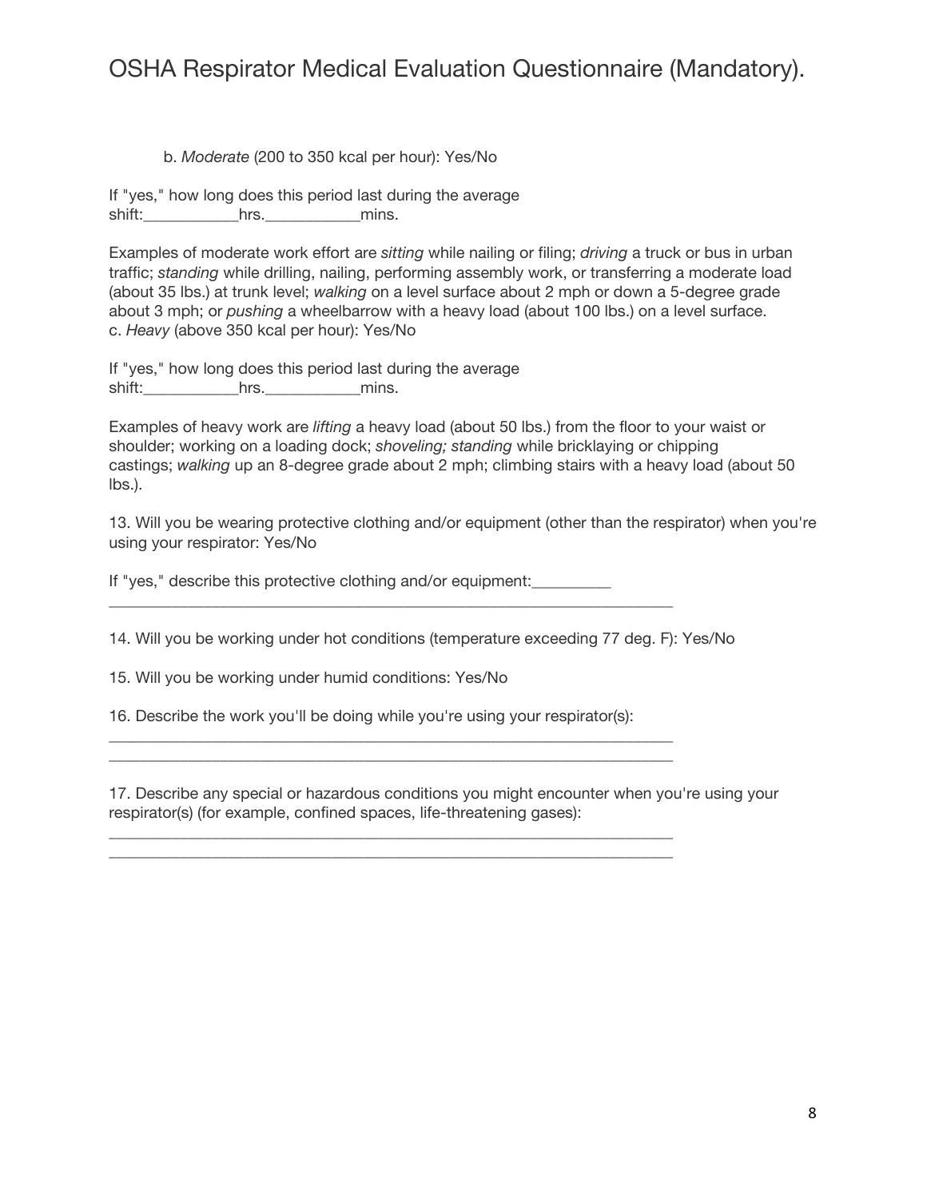b. *Moderate* (200 to 350 kcal per hour): Yes/No

If "yes," how long does this period last during the average shift:___________hrs.___________mins.

Examples of moderate work effort are *sitting* while nailing or filing; *driving* a truck or bus in urban traffic; *standing* while drilling, nailing, performing assembly work, or transferring a moderate load (about 35 lbs.) at trunk level; *walking* on a level surface about 2 mph or down a 5-degree grade about 3 mph; or *pushing* a wheelbarrow with a heavy load (about 100 lbs.) on a level surface.
c. *Heavy* (above 350 kcal per hour): Yes/No

If "yes," how long does this period last during the average shift:___________hrs.___________mins.

Examples of heavy work are *lifting* a heavy load (about 50 lbs.) from the floor to your waist or shoulder; working on a loading dock; *shoveling; standing* while bricklaying or chipping castings; *walking* up an 8-degree grade about 2 mph; climbing stairs with a heavy load (about 50 lbs.).

13. Will you be wearing protective clothing and/or equipment (other than the respirator) when you're using your respirator: Yes/No

If "yes," describe this protective clothing and/or equipment:_________
______________________________________________________________________

14. Will you be working under hot conditions (temperature exceeding 77 deg. F): Yes/No

15. Will you be working under humid conditions: Yes/No

16. Describe the work you'll be doing while you're using your respirator(s):
______________________________________________________________________
______________________________________________________________________

17. Describe any special or hazardous conditions you might encounter when you're using your respirator(s) (for example, confined spaces, life-threatening gases):
______________________________________________________________________
______________________________________________________________________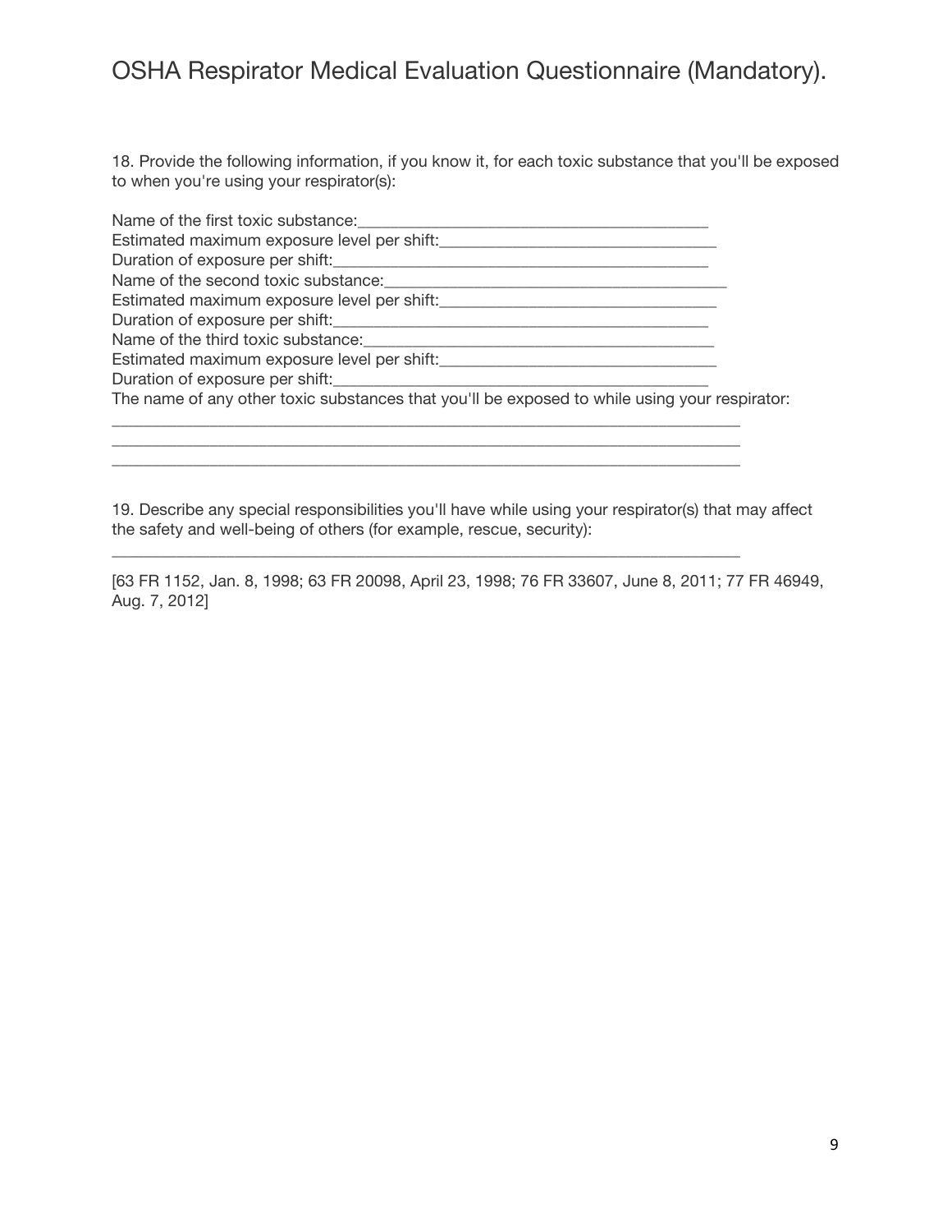# OSHA Respirator Medical Evaluation Questionnaire (Mandatory).

18. Provide the following information, if you know it, for each toxic substance that you'll be exposed to when you're using your respirator(s):

Name of the first toxic substance:___________________________________________
Estimated maximum exposure level per shift:_________________________________
Duration of exposure per shift:______________________________________________
Name of the second toxic substance:__________________________________________
Estimated maximum exposure level per shift:_________________________________
Duration of exposure per shift:______________________________________________
Name of the third toxic substance:___________________________________________
Estimated maximum exposure level per shift:_________________________________
Duration of exposure per shift:______________________________________________
The name of any other toxic substances that you'll be exposed to while using your respirator:
_____________________________________________________________________________
_____________________________________________________________________________
_____________________________________________________________________________

19. Describe any special responsibilities you'll have while using your respirator(s) that may affect the safety and well-being of others (for example, rescue, security):
_____________________________________________________________________________

[63 FR 1152, Jan. 8, 1998; 63 FR 20098, April 23, 1998; 76 FR 33607, June 8, 2011; 77 FR 46949, Aug. 7, 2012]